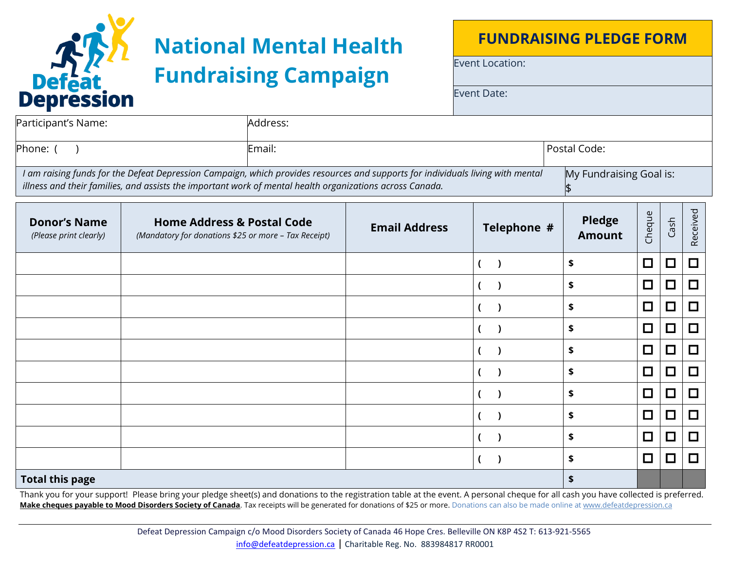Defeat Depression

# National Mental Health Fundraising Campaign

## FUNDRAISING PLEDGE FORM

Event Location:

Event Date:

| Participant's Name: | Address: | |
|---|---|---|
| Phone: (   ) | Email: | Postal Code: |

*I am raising funds for the Defeat Depression Campaign, which provides resources and supports for individuals living with mental illness and their families, and assists the important work of mental health organizations across Canada.*

My Fundraising Goal is: $

| **Donor's Name** *(Please print clearly)* | **Home Address & Postal Code** *(Mandatory for donations $25 or more – Tax Receipt)* | **Email Address** | **Telephone #** | **Pledge Amount** | Cheque | Cash | Received |
|---|---|---|---|---|---|---|---|
| | | | (   ) | $ | ☐ | ☐ | ☐ |
| | | | (   ) | $ | ☐ | ☐ | ☐ |
| | | | (   ) | $ | ☐ | ☐ | ☐ |
| | | | (   ) | $ | ☐ | ☐ | ☐ |
| | | | (   ) | $ | ☐ | ☐ | ☐ |
| | | | (   ) | $ | ☐ | ☐ | ☐ |
| | | | (   ) | $ | ☐ | ☐ | ☐ |
| | | | (   ) | $ | ☐ | ☐ | ☐ |
| | | | (   ) | $ | ☐ | ☐ | ☐ |
| | | | (   ) | $ | ☐ | ☐ | ☐ |
| **Total this page** | | | | $ | | | |

Thank you for your support! Please bring your pledge sheet(s) and donations to the registration table at the event. A personal cheque for all cash you have collected is preferred. **Make cheques payable to Mood Disorders Society of Canada**. Tax receipts will be generated for donations of $25 or more. Donations can also be made online at www.defeatdepression.ca

Defeat Depression Campaign c/o Mood Disorders Society of Canada 46 Hope Cres. Belleville ON K8P 4S2 T: 613-921-5565

info@defeatdepression.ca | Charitable Reg. No. 883984817 RR0001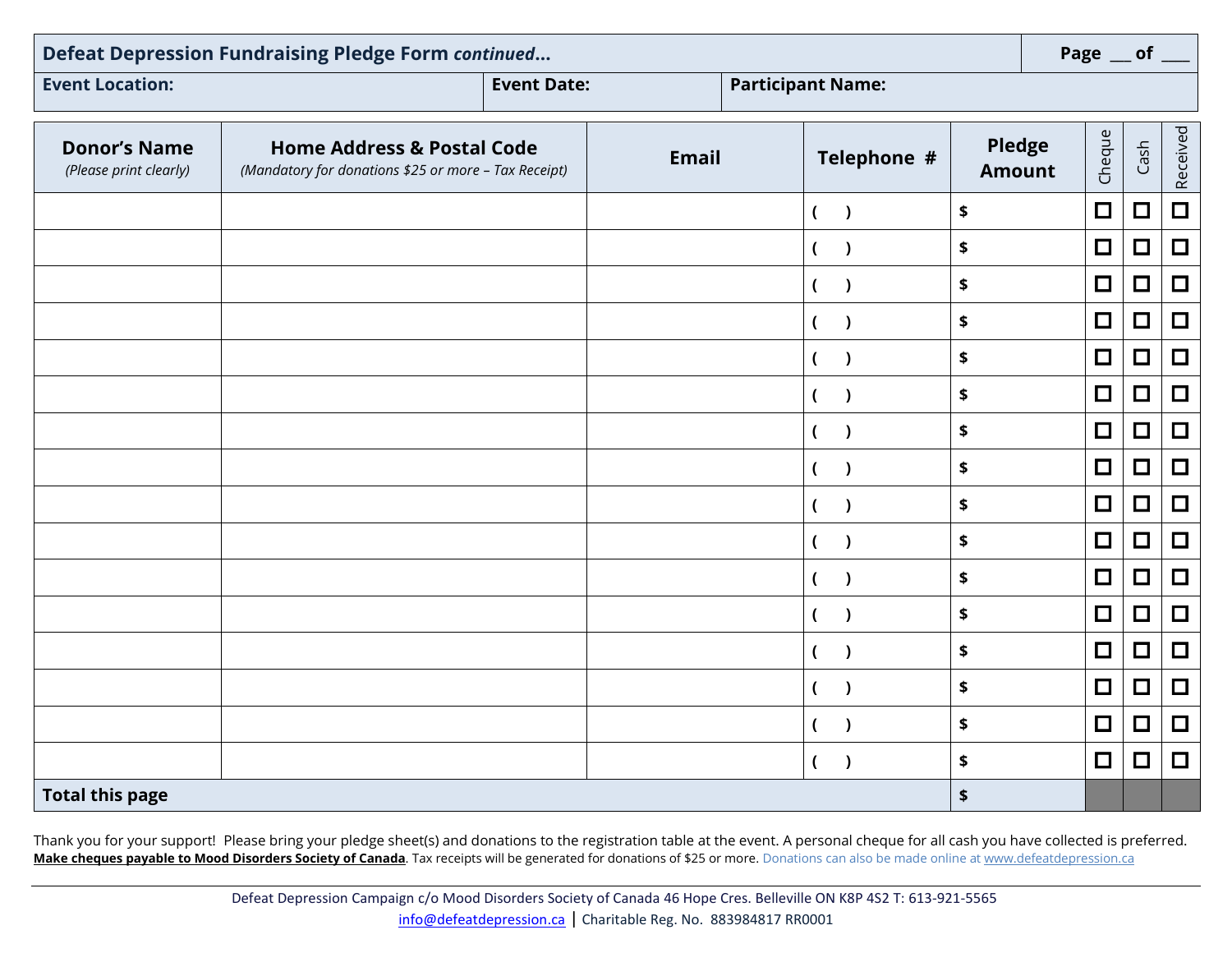| **Defeat Depression Fundraising Pledge Form** ***continued…*** | | | **Page ___ of ___** |
|---|---|---|---|
| **Event Location:** | **Event Date:** | **Participant Name:** | |

| **Donor's Name** *(Please print clearly)* | **Home Address & Postal Code** *(Mandatory for donations $25 or more – Tax Receipt)* | **Email** | **Telephone #** | **Pledge Amount** | Cheque | Cash | Received |
|---|---|---|---|---|---|---|---|
| | | | ( ) | $ | ☐ | ☐ | ☐ |
| | | | ( ) | $ | ☐ | ☐ | ☐ |
| | | | ( ) | $ | ☐ | ☐ | ☐ |
| | | | ( ) | $ | ☐ | ☐ | ☐ |
| | | | ( ) | $ | ☐ | ☐ | ☐ |
| | | | ( ) | $ | ☐ | ☐ | ☐ |
| | | | ( ) | $ | ☐ | ☐ | ☐ |
| | | | ( ) | $ | ☐ | ☐ | ☐ |
| | | | ( ) | $ | ☐ | ☐ | ☐ |
| | | | ( ) | $ | ☐ | ☐ | ☐ |
| | | | ( ) | $ | ☐ | ☐ | ☐ |
| | | | ( ) | $ | ☐ | ☐ | ☐ |
| | | | ( ) | $ | ☐ | ☐ | ☐ |
| | | | ( ) | $ | ☐ | ☐ | ☐ |
| | | | ( ) | $ | ☐ | ☐ | ☐ |
| | | | ( ) | $ | ☐ | ☐ | ☐ |
| **Total this page** | | | | $ | | | |

Thank you for your support! Please bring your pledge sheet(s) and donations to the registration table at the event. A personal cheque for all cash you have collected is preferred.
**Make cheques payable to Mood Disorders Society of Canada**. Tax receipts will be generated for donations of $25 or more. Donations can also be made online at www.defeatdepression.ca

Defeat Depression Campaign c/o Mood Disorders Society of Canada 46 Hope Cres. Belleville ON K8P 4S2 T: 613-921-5565
info@defeatdepression.ca | Charitable Reg. No. 883984817 RR0001